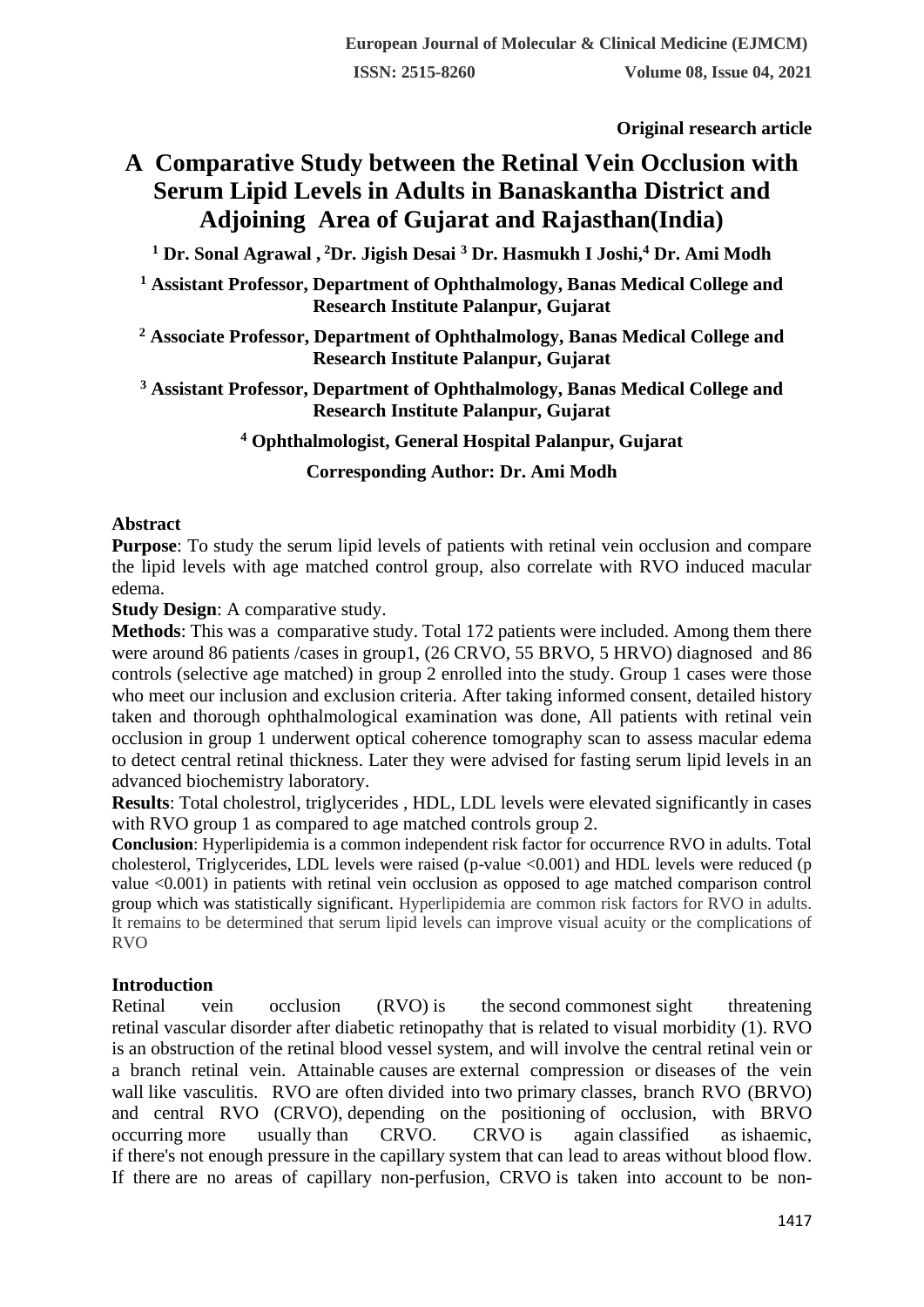**Original research article**

# A Comparative Study between the Retinal Vein Occlusion with Serum Lipid Levels in Adults in Banaskantha District and Adjoining Area of Gujarat and Rajasthan(India)

[1] Dr. Sonal Agrawal , [2]Dr. Jigish Desai [3] Dr. Hasmukh I Joshi,[4] Dr. Ami Modh

[1] Assistant Professor, Department of Ophthalmology, Banas Medical College and Research Institute Palanpur, Gujarat

[2] Associate Professor, Department of Ophthalmology, Banas Medical College and Research Institute Palanpur, Gujarat

[3] Assistant Professor, Department of Ophthalmology, Banas Medical College and Research Institute Palanpur, Gujarat

[4] Ophthalmologist, General Hospital Palanpur, Gujarat

**Corresponding Author: Dr. Ami Modh**

## Abstract

**Purpose**: To study the serum lipid levels of patients with retinal vein occlusion and compare the lipid levels with age matched control group, also correlate with RVO induced macular edema.

**Study Design**: A comparative study.

**Methods**: This was a comparative study. Total 172 patients were included. Among them there were around 86 patients /cases in group1, (26 CRVO, 55 BRVO, 5 HRVO) diagnosed and 86 controls (selective age matched) in group 2 enrolled into the study. Group 1 cases were those who meet our inclusion and exclusion criteria. After taking informed consent, detailed history taken and thorough ophthalmological examination was done, All patients with retinal vein occlusion in group 1 underwent optical coherence tomography scan to assess macular edema to detect central retinal thickness. Later they were advised for fasting serum lipid levels in an advanced biochemistry laboratory.

**Results**: Total cholestrol, triglycerides , HDL, LDL levels were elevated significantly in cases with RVO group 1 as compared to age matched controls group 2.

**Conclusion**: Hyperlipidemia is a common independent risk factor for occurrence RVO in adults. Total cholesterol, Triglycerides, LDL levels were raised (p-value <0.001) and HDL levels were reduced (p value <0.001) in patients with retinal vein occlusion as opposed to age matched comparison control group which was statistically significant. Hyperlipidemia are common risk factors for RVO in adults. It remains to be determined that serum lipid levels can improve visual acuity or the complications of RVO

## Introduction

Retinal vein occlusion (RVO) is the second commonest sight threatening retinal vascular disorder after diabetic retinopathy that is related to visual morbidity (1). RVO is an obstruction of the retinal blood vessel system, and will involve the central retinal vein or a branch retinal vein. Attainable causes are external compression or diseases of the vein wall like vasculitis. RVO are often divided into two primary classes, branch RVO (BRVO) and central RVO (CRVO), depending on the positioning of occlusion, with BRVO occurring more usually than CRVO. CRVO is again classified as ishaemic, if there's not enough pressure in the capillary system that can lead to areas without blood flow. If there are no areas of capillary non-perfusion, CRVO is taken into account to be non-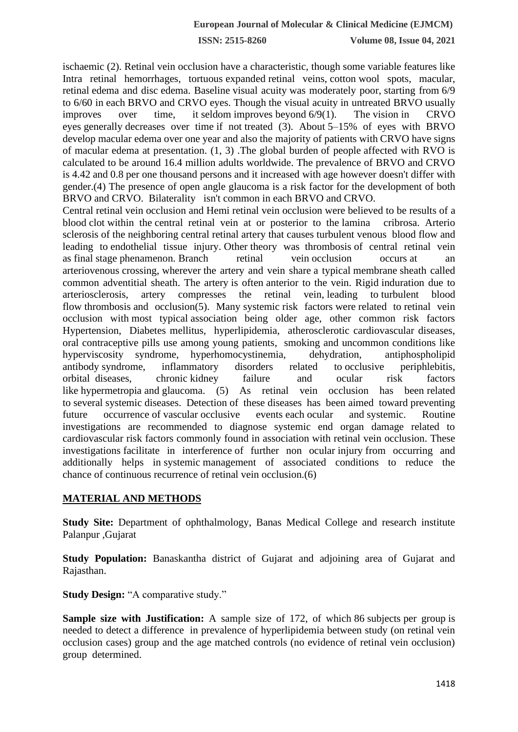ischaemic (2). Retinal vein occlusion have a characteristic, though some variable features like Intra retinal hemorrhages, tortuous expanded retinal veins, cotton wool spots, macular, retinal edema and disc edema. Baseline visual acuity was moderately poor, starting from 6/9 to 6/60 in each BRVO and CRVO eyes. Though the visual acuity in untreated BRVO usually improves over time, it seldom improves beyond 6/9(1). The vision in CRVO eyes generally decreases over time if not treated (3). About 5–15% of eyes with BRVO develop macular edema over one year and also the majority of patients with CRVO have signs of macular edema at presentation. (1, 3) .The global burden of people affected with RVO is calculated to be around 16.4 million adults worldwide. The prevalence of BRVO and CRVO is 4.42 and 0.8 per one thousand persons and it increased with age however doesn't differ with gender.(4) The presence of open angle glaucoma is a risk factor for the development of both BRVO and CRVO. Bilaterality isn't common in each BRVO and CRVO.

Central retinal vein occlusion and Hemi retinal vein occlusion were believed to be results of a blood clot within the central retinal vein at or posterior to the lamina cribrosa. Arterio sclerosis of the neighboring central retinal artery that causes turbulent venous blood flow and leading to endothelial tissue injury. Other theory was thrombosis of central retinal vein as final stage phenamenon. Branch retinal vein occlusion occurs at an arteriovenous crossing, wherever the artery and vein share a typical membrane sheath called common adventitial sheath. The artery is often anterior to the vein. Rigid induration due to arteriosclerosis, artery compresses the retinal vein, leading to turbulent blood flow thrombosis and occlusion(5). Many systemic risk factors were related to retinal vein occlusion with most typical association being older age, other common risk factors Hypertension, Diabetes mellitus, hyperlipidemia, atherosclerotic cardiovascular diseases, oral contraceptive pills use among young patients, smoking and uncommon conditions like hyperviscosity syndrome, hyperhomocystinemia, dehydration, antiphospholipid antibody syndrome, inflammatory disorders related to occlusive periphlebitis, orbital diseases, chronic kidney failure and ocular risk factors like hypermetropia and glaucoma. (5) As retinal vein occlusion has been related to several systemic diseases. Detection of these diseases has been aimed toward preventing future occurrence of vascular occlusive events each ocular and systemic. Routine investigations are recommended to diagnose systemic end organ damage related to cardiovascular risk factors commonly found in association with retinal vein occlusion. These investigations facilitate in interference of further non ocular injury from occurring and additionally helps in systemic management of associated conditions to reduce the chance of continuous recurrence of retinal vein occlusion.(6)

## MATERIAL AND METHODS

**Study Site:** Department of ophthalmology, Banas Medical College and research institute Palanpur ,Gujarat

**Study Population:** Banaskantha district of Gujarat and adjoining area of Gujarat and Rajasthan.

**Study Design:** "A comparative study."

**Sample size with Justification:** A sample size of 172, of which 86 subjects per group is needed to detect a difference in prevalence of hyperlipidemia between study (on retinal vein occlusion cases) group and the age matched controls (no evidence of retinal vein occlusion) group determined.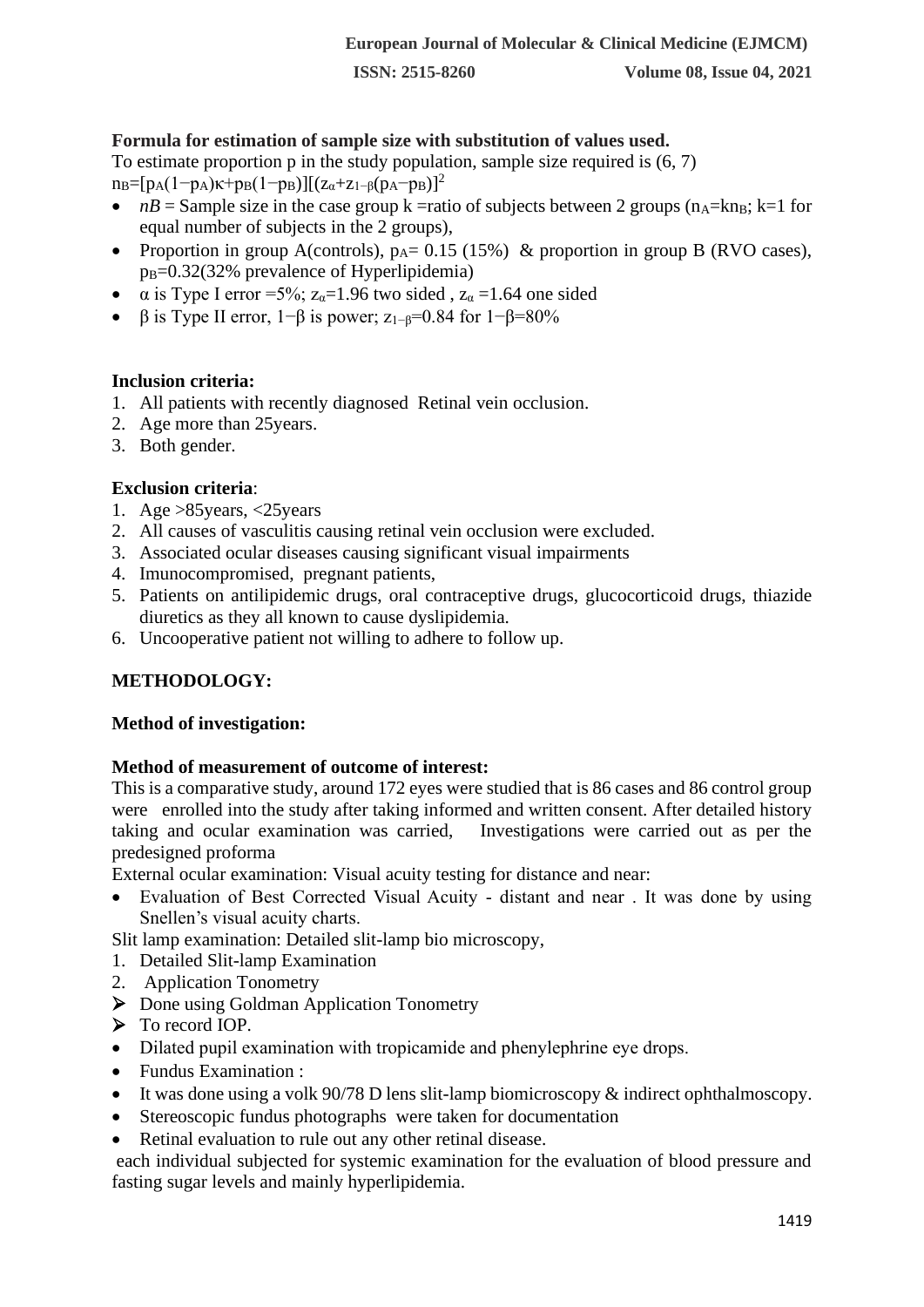**Formula for estimation of sample size with substitution of values used.**

To estimate proportion p in the study population, sample size required is (6, 7)

$n_B=[p_A(1-p_A)\kappa+p_B(1-p_B)][(z_\alpha+z_{1-\beta}(p_A-p_B)]^2$

- $nB$ = Sample size in the case group k =ratio of subjects between 2 groups ($n_A=kn_B$; k=1 for equal number of subjects in the 2 groups),
- Proportion in group A(controls), $p_A$= 0.15 (15%) & proportion in group B (RVO cases), $p_B$=0.32(32% prevalence of Hyperlipidemia)
- $\alpha$ is Type I error =5%; $z_\alpha$=1.96 two sided , $z_\alpha$ =1.64 one sided
- $\beta$ is Type II error, $1-\beta$ is power; $z_{1-\beta}$=0.84 for $1-\beta$=80%

**Inclusion criteria:**

1. All patients with recently diagnosed Retinal vein occlusion.
2. Age more than 25years.
3. Both gender.

**Exclusion criteria**:

1. Age >85years, <25years
2. All causes of vasculitis causing retinal vein occlusion were excluded.
3. Associated ocular diseases causing significant visual impairments
4. Imunocompromised, pregnant patients,
5. Patients on antilipidemic drugs, oral contraceptive drugs, glucocorticoid drugs, thiazide diuretics as they all known to cause dyslipidemia.
6. Uncooperative patient not willing to adhere to follow up.

## METHODOLOGY:

**Method of investigation:**

**Method of measurement of outcome of interest:**

This is a comparative study, around 172 eyes were studied that is 86 cases and 86 control group were enrolled into the study after taking informed and written consent. After detailed history taking and ocular examination was carried, Investigations were carried out as per the predesigned proforma

External ocular examination: Visual acuity testing for distance and near:

- Evaluation of Best Corrected Visual Acuity - distant and near . It was done by using Snellen's visual acuity charts.

Slit lamp examination: Detailed slit-lamp bio microscopy,

1. Detailed Slit-lamp Examination
2. Application Tonometry

- Done using Goldman Application Tonometry
- To record IOP.

- Dilated pupil examination with tropicamide and phenylephrine eye drops.
- Fundus Examination :
- It was done using a volk 90/78 D lens slit-lamp biomicroscopy & indirect ophthalmoscopy.
- Stereoscopic fundus photographs were taken for documentation
- Retinal evaluation to rule out any other retinal disease.

each individual subjected for systemic examination for the evaluation of blood pressure and fasting sugar levels and mainly hyperlipidemia.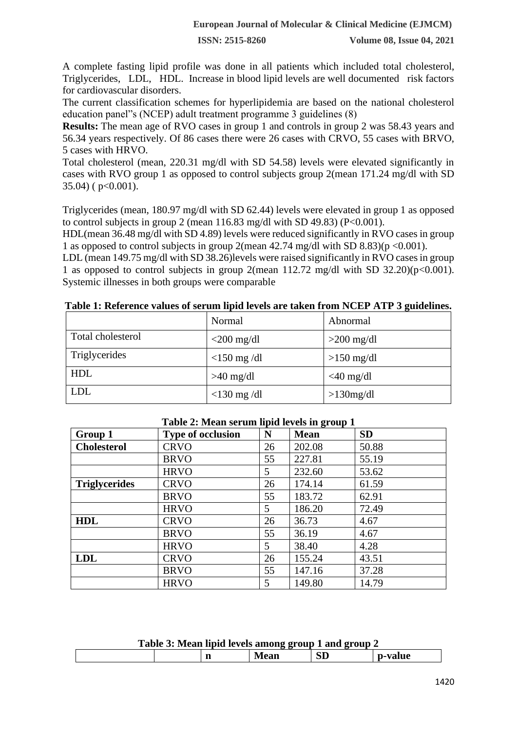A complete fasting lipid profile was done in all patients which included total cholesterol, Triglycerides, LDL, HDL. Increase in blood lipid levels are well documented risk factors for cardiovascular disorders.

The current classification schemes for hyperlipidemia are based on the national cholesterol education panel"s (NCEP) adult treatment programme 3 guidelines (8)

**Results:** The mean age of RVO cases in group 1 and controls in group 2 was 58.43 years and 56.34 years respectively. Of 86 cases there were 26 cases with CRVO, 55 cases with BRVO, 5 cases with HRVO.

Total cholesterol (mean, 220.31 mg/dl with SD 54.58) levels were elevated significantly in cases with RVO group 1 as opposed to control subjects group 2(mean 171.24 mg/dl with SD 35.04) ( p<0.001).

Triglycerides (mean, 180.97 mg/dl with SD 62.44) levels were elevated in group 1 as opposed to control subjects in group 2 (mean 116.83 mg/dl with SD 49.83) (P<0.001).

HDL(mean 36.48 mg/dl with SD 4.89) levels were reduced significantly in RVO cases in group 1 as opposed to control subjects in group 2(mean 42.74 mg/dl with SD 8.83)(p <0.001).

LDL (mean 149.75 mg/dl with SD 38.26)levels were raised significantly in RVO cases in group 1 as opposed to control subjects in group 2(mean 112.72 mg/dl with SD 32.20)(p<0.001). Systemic illnesses in both groups were comparable

**Table 1: Reference values of serum lipid levels are taken from NCEP ATP 3 guidelines.**

| | Normal | Abnormal |
|---|---|---|
| Total cholesterol | <200 mg/dl | >200 mg/dl |
| Triglycerides | <150 mg /dl | >150 mg/dl |
| HDL | >40 mg/dl | <40 mg/dl |
| LDL | <130 mg /dl | >130mg/dl |

**Table 2: Mean serum lipid levels in group 1**

| Group 1 | Type of occlusion | N | Mean | SD |
|---|---|---|---|---|
| **Cholesterol** | CRVO | 26 | 202.08 | 50.88 |
| | BRVO | 55 | 227.81 | 55.19 |
| | HRVO | 5 | 232.60 | 53.62 |
| **Triglycerides** | CRVO | 26 | 174.14 | 61.59 |
| | BRVO | 55 | 183.72 | 62.91 |
| | HRVO | 5 | 186.20 | 72.49 |
| **HDL** | CRVO | 26 | 36.73 | 4.67 |
| | BRVO | 55 | 36.19 | 4.67 |
| | HRVO | 5 | 38.40 | 4.28 |
| **LDL** | CRVO | 26 | 155.24 | 43.51 |
| | BRVO | 55 | 147.16 | 37.28 |
| | HRVO | 5 | 149.80 | 14.79 |

**Table 3: Mean lipid levels among group 1 and group 2**

| | | n | Mean | SD | p-value |
|---|---|---|---|---|---|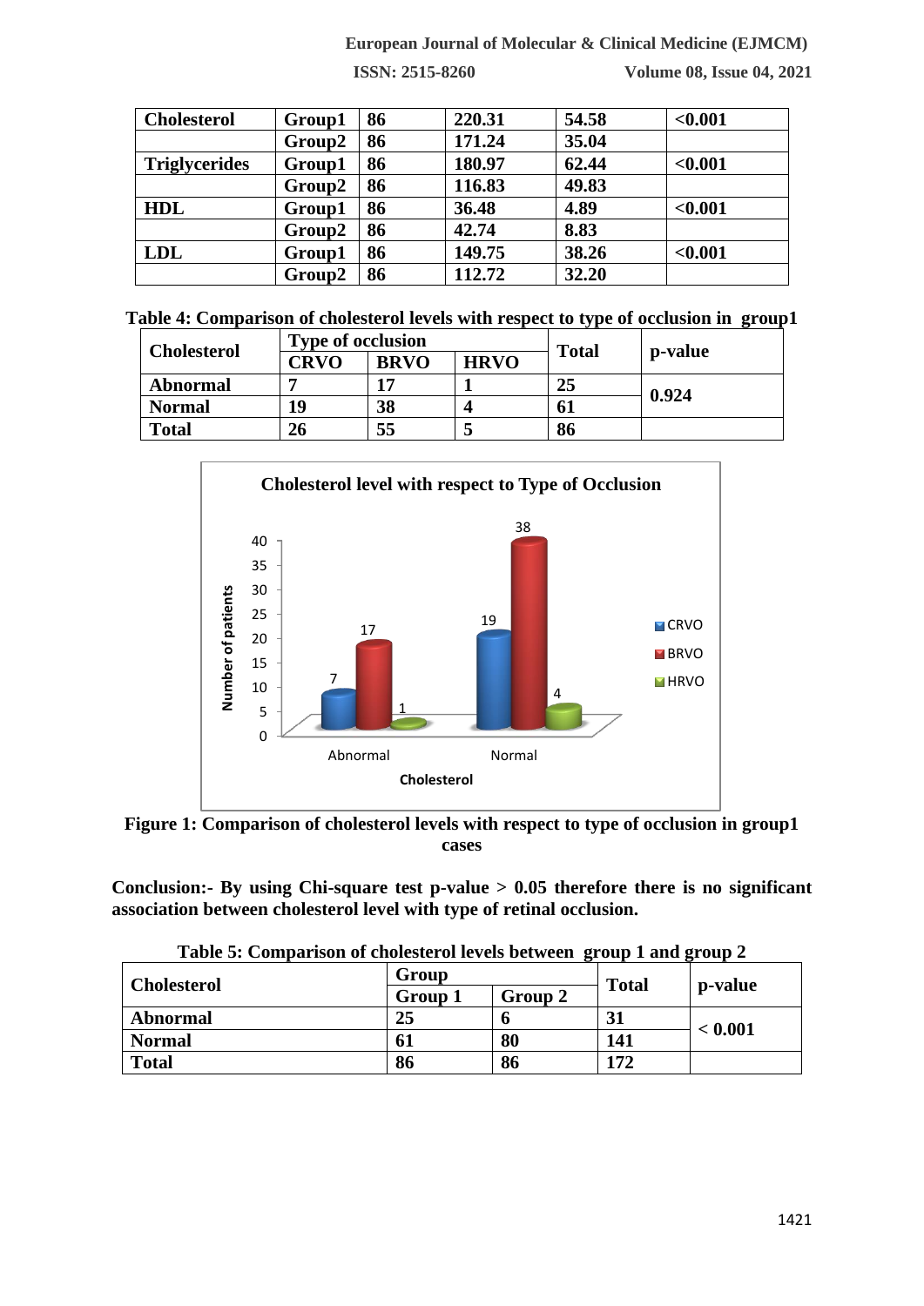| Cholesterol | Group1 | 86 | 220.31 | 54.58 | <0.001 |
|---|---|---|---|---|---|
| | Group2 | 86 | 171.24 | 35.04 | |
| Triglycerides | Group1 | 86 | 180.97 | 62.44 | <0.001 |
| | Group2 | 86 | 116.83 | 49.83 | |
| HDL | Group1 | 86 | 36.48 | 4.89 | <0.001 |
| | Group2 | 86 | 42.74 | 8.83 | |
| LDL | Group1 | 86 | 149.75 | 38.26 | <0.001 |
| | Group2 | 86 | 112.72 | 32.20 | |

**Table 4: Comparison of cholesterol levels with respect to type of occlusion in group1**

| Cholesterol | Type of occlusion | | | Total | p-value |
|---|---|---|---|---|---|
| | CRVO | BRVO | HRVO | | |
| Abnormal | 7 | 17 | 1 | 25 | 0.924 |
| Normal | 19 | 38 | 4 | 61 | |
| Total | 26 | 55 | 5 | 86 | |

**Figure 1: Comparison of cholesterol levels with respect to type of occlusion in group1 cases**

**Conclusion:- By using Chi-square test p-value > 0.05 therefore there is no significant association between cholesterol level with type of retinal occlusion.**

**Table 5: Comparison of cholesterol levels between group 1 and group 2**

| Cholesterol | Group | | Total | p-value |
|---|---|---|---|---|
| | Group 1 | Group 2 | | |
| Abnormal | 25 | 6 | 31 | < 0.001 |
| Normal | 61 | 80 | 141 | |
| Total | 86 | 86 | 172 | |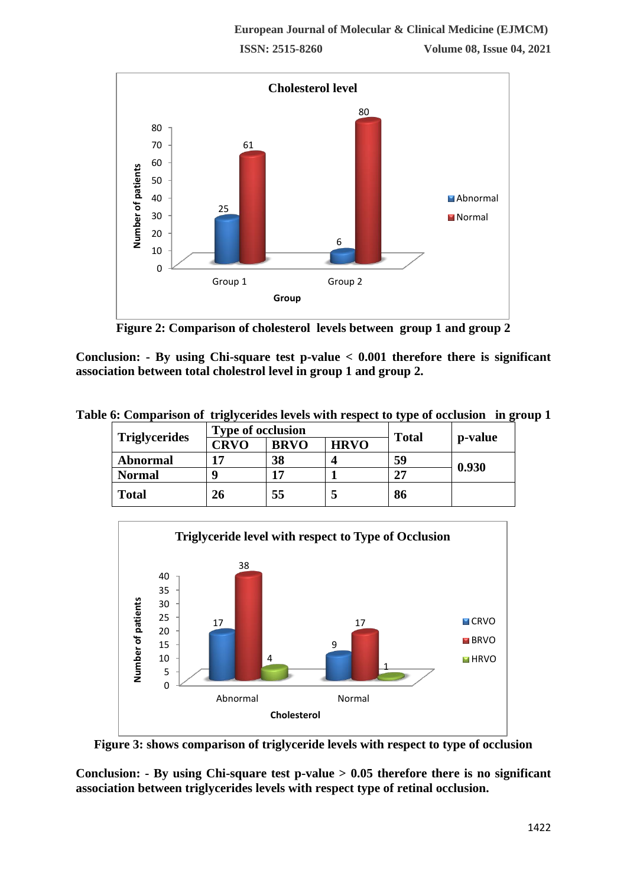**Figure 2: Comparison of cholesterol levels between group 1 and group 2**

**Conclusion: - By using Chi-square test p-value < 0.001 therefore there is significant association between total cholestrol level in group 1 and group 2.**

**Table 6: Comparison of triglycerides levels with respect to type of occlusion in group 1**

| Triglycerides | Type of occlusion | | | Total | p-value |
|---|---|---|---|---|---|
| | CRVO | BRVO | HRVO | | |
| Abnormal | 17 | 38 | 4 | 59 | 0.930 |
| Normal | 9 | 17 | 1 | 27 | |
| Total | 26 | 55 | 5 | 86 | |

**Figure 3: shows comparison of triglyceride levels with respect to type of occlusion**

**Conclusion: - By using Chi-square test p-value > 0.05 therefore there is no significant association between triglycerides levels with respect type of retinal occlusion.**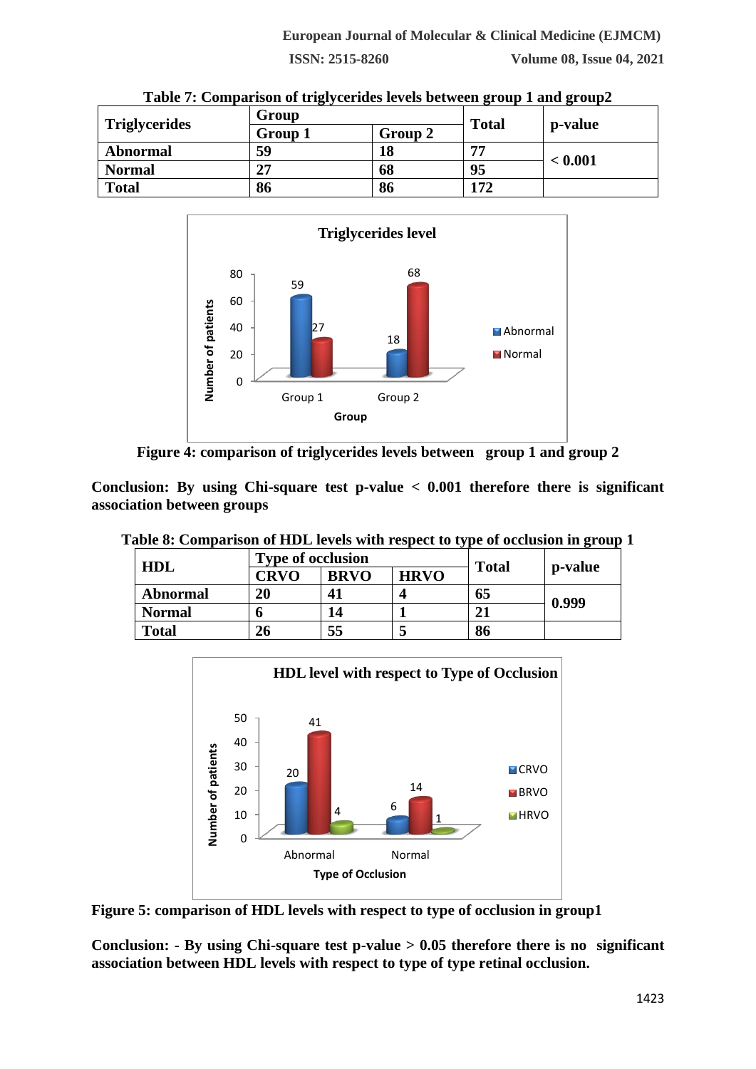**Table 7: Comparison of triglycerides levels between group 1 and group2**

| Triglycerides | Group | | Total | p-value |
|---|---|---|---|---|
| | Group 1 | Group 2 | | |
| Abnormal | 59 | 18 | 77 | < 0.001 |
| Normal | 27 | 68 | 95 | |
| Total | 86 | 86 | 172 | |

**Figure 4: comparison of triglycerides levels between group 1 and group 2**

**Conclusion: By using Chi-square test p-value < 0.001 therefore there is significant association between groups**

**Table 8: Comparison of HDL levels with respect to type of occlusion in group 1**

| HDL | Type of occlusion | | | Total | p-value |
|---|---|---|---|---|---|
| | CRVO | BRVO | HRVO | | |
| Abnormal | 20 | 41 | 4 | 65 | 0.999 |
| Normal | 6 | 14 | 1 | 21 | |
| Total | 26 | 55 | 5 | 86 | |

**Figure 5: comparison of HDL levels with respect to type of occlusion in group1**

**Conclusion: - By using Chi-square test p-value > 0.05 therefore there is no significant association between HDL levels with respect to type of type retinal occlusion.**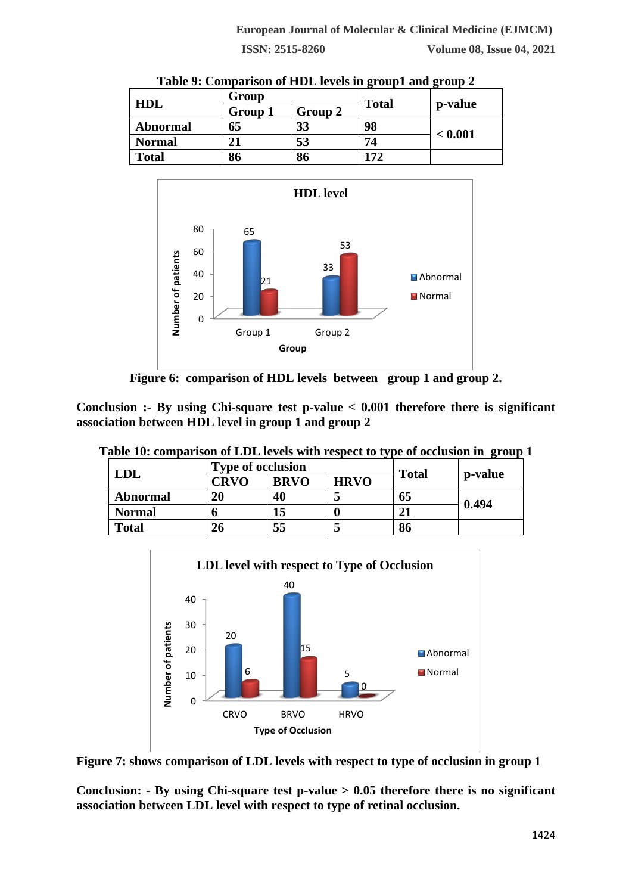**Table 9: Comparison of HDL levels in group1 and group 2**

| HDL | Group | | Total | p-value |
|---|---|---|---|---|
| | Group 1 | Group 2 | | |
| Abnormal | 65 | 33 | 98 | < 0.001 |
| Normal | 21 | 53 | 74 | |
| Total | 86 | 86 | 172 | |

**Figure 6: comparison of HDL levels between group 1 and group 2.**

**Conclusion :- By using Chi-square test p-value < 0.001 therefore there is significant association between HDL level in group 1 and group 2**

**Table 10: comparison of LDL levels with respect to type of occlusion in group 1**

| LDL | Type of occlusion | | | Total | p-value |
|---|---|---|---|---|---|
| | CRVO | BRVO | HRVO | | |
| Abnormal | 20 | 40 | 5 | 65 | 0.494 |
| Normal | 6 | 15 | 0 | 21 | |
| Total | 26 | 55 | 5 | 86 | |

**Figure 7: shows comparison of LDL levels with respect to type of occlusion in group 1**

**Conclusion: - By using Chi-square test p-value > 0.05 therefore there is no significant association between LDL level with respect to type of retinal occlusion.**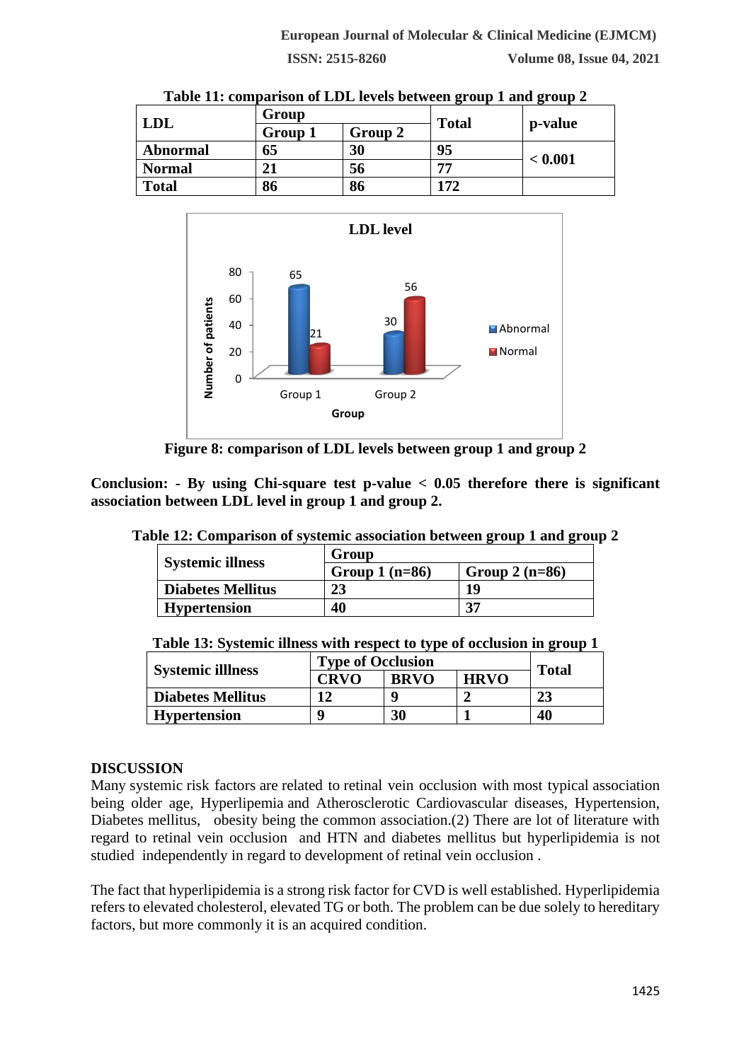**Table 11: comparison of LDL levels between group 1 and group 2**

| LDL | Group | | Total | p-value |
|---|---|---|---|---|
| | Group 1 | Group 2 | | |
| Abnormal | 65 | 30 | 95 | < 0.001 |
| Normal | 21 | 56 | 77 | |
| Total | 86 | 86 | 172 | |

**Figure 8: comparison of LDL levels between group 1 and group 2**

**Conclusion: - By using Chi-square test p-value < 0.05 therefore there is significant association between LDL level in group 1 and group 2.**

**Table 12: Comparison of systemic association between group 1 and group 2**

| Systemic illness | Group | |
|---|---|---|
| | Group 1 (n=86) | Group 2 (n=86) |
| Diabetes Mellitus | 23 | 19 |
| Hypertension | 40 | 37 |

**Table 13: Systemic illness with respect to type of occlusion in group 1**

| Systemic illlness | Type of Occlusion | | | Total |
|---|---|---|---|---|
| | CRVO | BRVO | HRVO | |
| Diabetes Mellitus | 12 | 9 | 2 | 23 |
| Hypertension | 9 | 30 | 1 | 40 |

## DISCUSSION

Many systemic risk factors are related to retinal vein occlusion with most typical association being older age, Hyperlipemia and Atherosclerotic Cardiovascular diseases, Hypertension, Diabetes mellitus, obesity being the common association.(2) There are lot of literature with regard to retinal vein occlusion and HTN and diabetes mellitus but hyperlipidemia is not studied independently in regard to development of retinal vein occlusion .

The fact that hyperlipidemia is a strong risk factor for CVD is well established. Hyperlipidemia refers to elevated cholesterol, elevated TG or both. The problem can be due solely to hereditary factors, but more commonly it is an acquired condition.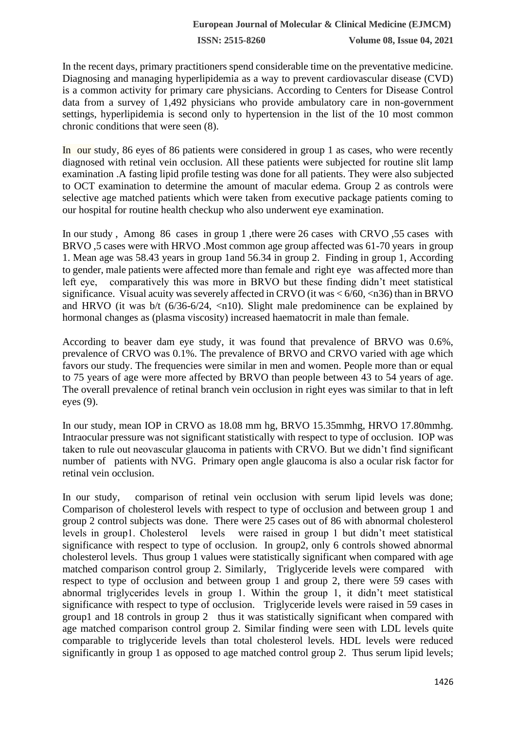In the recent days, primary practitioners spend considerable time on the preventative medicine. Diagnosing and managing hyperlipidemia as a way to prevent cardiovascular disease (CVD) is a common activity for primary care physicians. According to Centers for Disease Control data from a survey of 1,492 physicians who provide ambulatory care in non-government settings, hyperlipidemia is second only to hypertension in the list of the 10 most common chronic conditions that were seen (8).

In our study, 86 eyes of 86 patients were considered in group 1 as cases, who were recently diagnosed with retinal vein occlusion. All these patients were subjected for routine slit lamp examination .A fasting lipid profile testing was done for all patients. They were also subjected to OCT examination to determine the amount of macular edema. Group 2 as controls were selective age matched patients which were taken from executive package patients coming to our hospital for routine health checkup who also underwent eye examination.

In our study , Among 86 cases in group 1 ,there were 26 cases with CRVO ,55 cases with BRVO ,5 cases were with HRVO .Most common age group affected was 61-70 years in group 1. Mean age was 58.43 years in group 1and 56.34 in group 2. Finding in group 1, According to gender, male patients were affected more than female and right eye was affected more than left eye, comparatively this was more in BRVO but these finding didn't meet statistical significance. Visual acuity was severely affected in CRVO (it was < 6/60, <n36) than in BRVO and HRVO (it was b/t (6/36-6/24, <n10). Slight male predominence can be explained by hormonal changes as (plasma viscosity) increased haematocrit in male than female.

According to beaver dam eye study, it was found that prevalence of BRVO was 0.6%, prevalence of CRVO was 0.1%. The prevalence of BRVO and CRVO varied with age which favors our study. The frequencies were similar in men and women. People more than or equal to 75 years of age were more affected by BRVO than people between 43 to 54 years of age. The overall prevalence of retinal branch vein occlusion in right eyes was similar to that in left eyes (9).

In our study, mean IOP in CRVO as 18.08 mm hg, BRVO 15.35mmhg, HRVO 17.80mmhg. Intraocular pressure was not significant statistically with respect to type of occlusion. IOP was taken to rule out neovascular glaucoma in patients with CRVO. But we didn't find significant number of patients with NVG. Primary open angle glaucoma is also a ocular risk factor for retinal vein occlusion.

In our study, comparison of retinal vein occlusion with serum lipid levels was done; Comparison of cholesterol levels with respect to type of occlusion and between group 1 and group 2 control subjects was done. There were 25 cases out of 86 with abnormal cholesterol levels in group1. Cholesterol levels were raised in group 1 but didn't meet statistical significance with respect to type of occlusion. In group2, only 6 controls showed abnormal cholesterol levels. Thus group 1 values were statistically significant when compared with age matched comparison control group 2. Similarly, Triglyceride levels were compared with respect to type of occlusion and between group 1 and group 2, there were 59 cases with abnormal triglycerides levels in group 1. Within the group 1, it didn't meet statistical significance with respect to type of occlusion. Triglyceride levels were raised in 59 cases in group1 and 18 controls in group 2 thus it was statistically significant when compared with age matched comparison control group 2. Similar finding were seen with LDL levels quite comparable to triglyceride levels than total cholesterol levels. HDL levels were reduced significantly in group 1 as opposed to age matched control group 2. Thus serum lipid levels;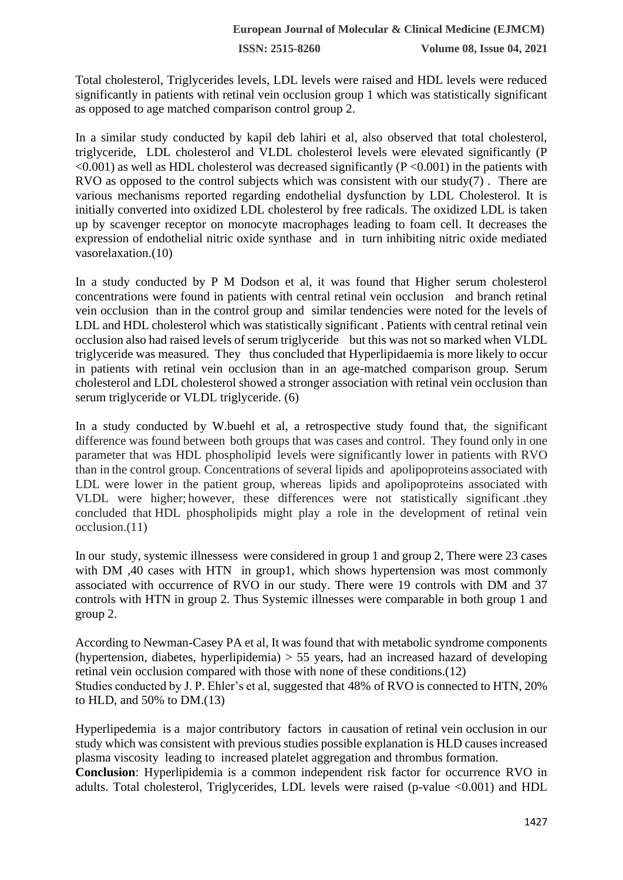Total cholesterol, Triglycerides levels, LDL levels were raised and HDL levels were reduced significantly in patients with retinal vein occlusion group 1 which was statistically significant as opposed to age matched comparison control group 2.

In a similar study conducted by kapil deb lahiri et al, also observed that total cholesterol, triglyceride, LDL cholesterol and VLDL cholesterol levels were elevated significantly ($P < 0.001$) as well as HDL cholesterol was decreased significantly ($P < 0.001$) in the patients with RVO as opposed to the control subjects which was consistent with our study(7) . There are various mechanisms reported regarding endothelial dysfunction by LDL Cholesterol. It is initially converted into oxidized LDL cholesterol by free radicals. The oxidized LDL is taken up by scavenger receptor on monocyte macrophages leading to foam cell. It decreases the expression of endothelial nitric oxide synthase and in turn inhibiting nitric oxide mediated vasorelaxation.(10)

In a study conducted by P M Dodson et al, it was found that Higher serum cholesterol concentrations were found in patients with central retinal vein occlusion and branch retinal vein occlusion than in the control group and similar tendencies were noted for the levels of LDL and HDL cholesterol which was statistically significant . Patients with central retinal vein occlusion also had raised levels of serum triglyceride but this was not so marked when VLDL triglyceride was measured. They thus concluded that Hyperlipidaemia is more likely to occur in patients with retinal vein occlusion than in an age-matched comparison group. Serum cholesterol and LDL cholesterol showed a stronger association with retinal vein occlusion than serum triglyceride or VLDL triglyceride. (6)

In a study conducted by W.buehl et al, a retrospective study found that, the significant difference was found between both groups that was cases and control. They found only in one parameter that was HDL phospholipid levels were significantly lower in patients with RVO than in the control group. Concentrations of several lipids and apolipoproteins associated with LDL were lower in the patient group, whereas lipids and apolipoproteins associated with VLDL were higher; however, these differences were not statistically significant .they concluded that HDL phospholipids might play a role in the development of retinal vein occlusion.(11)

In our study, systemic illnessess were considered in group 1 and group 2, There were 23 cases with DM ,40 cases with HTN in group1, which shows hypertension was most commonly associated with occurrence of RVO in our study. There were 19 controls with DM and 37 controls with HTN in group 2. Thus Systemic illnesses were comparable in both group 1 and group 2.

According to Newman-Casey PA et al, It was found that with metabolic syndrome components (hypertension, diabetes, hyperlipidemia) > 55 years, had an increased hazard of developing retinal vein occlusion compared with those with none of these conditions.(12)
Studies conducted by J. P. Ehler's et al, suggested that 48% of RVO is connected to HTN, 20% to HLD, and 50% to DM.(13)

Hyperlipedemia is a major contributory factors in causation of retinal vein occlusion in our study which was consistent with previous studies possible explanation is HLD causes increased plasma viscosity leading to increased platelet aggregation and thrombus formation.

**Conclusion**: Hyperlipidemia is a common independent risk factor for occurrence RVO in adults. Total cholesterol, Triglycerides, LDL levels were raised (p-value <0.001) and HDL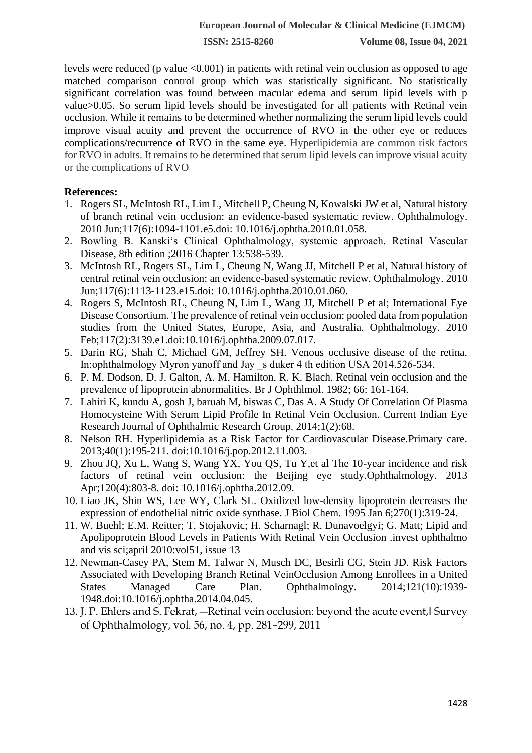levels were reduced (p value <0.001) in patients with retinal vein occlusion as opposed to age matched comparison control group which was statistically significant. No statistically significant correlation was found between macular edema and serum lipid levels with p value>0.05. So serum lipid levels should be investigated for all patients with Retinal vein occlusion. While it remains to be determined whether normalizing the serum lipid levels could improve visual acuity and prevent the occurrence of RVO in the other eye or reduces complications/recurrence of RVO in the same eye. Hyperlipidemia are common risk factors for RVO in adults. It remains to be determined that serum lipid levels can improve visual acuity or the complications of RVO

**References:**

1. Rogers SL, McIntosh RL, Lim L, Mitchell P, Cheung N, Kowalski JW et al, Natural history of branch retinal vein occlusion: an evidence-based systematic review. Ophthalmology. 2010 Jun;117(6):1094-1101.e5.doi: 10.1016/j.ophtha.2010.01.058.
2. Bowling B. Kanski's Clinical Ophthalmology, systemic approach. Retinal Vascular Disease, 8th edition ;2016 Chapter 13:538-539.
3. McIntosh RL, Rogers SL, Lim L, Cheung N, Wang JJ, Mitchell P et al, Natural history of central retinal vein occlusion: an evidence-based systematic review. Ophthalmology. 2010 Jun;117(6):1113-1123.e15.doi: 10.1016/j.ophtha.2010.01.060.
4. Rogers S, McIntosh RL, Cheung N, Lim L, Wang JJ, Mitchell P et al; International Eye Disease Consortium. The prevalence of retinal vein occlusion: pooled data from population studies from the United States, Europe, Asia, and Australia. Ophthalmology. 2010 Feb;117(2):3139.e1.doi:10.1016/j.ophtha.2009.07.017.
5. Darin RG, Shah C, Michael GM, Jeffrey SH. Venous occlusive disease of the retina. In:ophthalmology Myron yanoff and Jay _s duker 4 th edition USA 2014.526-534.
6. P. M. Dodson, D. J. Galton, A. M. Hamilton, R. K. Blach. Retinal vein occlusion and the prevalence of lipoprotein abnormalities. Br J Ophthlmol. 1982; 66: 161-164.
7. Lahiri K, kundu A, gosh J, baruah M, biswas C, Das A. A Study Of Correlation Of Plasma Homocysteine With Serum Lipid Profile In Retinal Vein Occlusion. Current Indian Eye Research Journal of Ophthalmic Research Group. 2014;1(2):68.
8. Nelson RH. Hyperlipidemia as a Risk Factor for Cardiovascular Disease.Primary care. 2013;40(1):195-211. doi:10.1016/j.pop.2012.11.003.
9. Zhou JQ, Xu L, Wang S, Wang YX, You QS, Tu Y,et al The 10-year incidence and risk factors of retinal vein occlusion: the Beijing eye study.Ophthalmology. 2013 Apr;120(4):803-8. doi: 10.1016/j.ophtha.2012.09.
10. Liao JK, Shin WS, Lee WY, Clark SL. Oxidized low-density lipoprotein decreases the expression of endothelial nitric oxide synthase. J Biol Chem. 1995 Jan 6;270(1):319-24.
11. W. Buehl; E.M. Reitter; T. Stojakovic; H. Scharnagl; R. Dunavoelgyi; G. Matt; Lipid and Apolipoprotein Blood Levels in Patients With Retinal Vein Occlusion .invest ophthalmo and vis sci;april 2010:vol51, issue 13
12. Newman-Casey PA, Stem M, Talwar N, Musch DC, Besirli CG, Stein JD. Risk Factors Associated with Developing Branch Retinal VeinOcclusion Among Enrollees in a United States Managed Care Plan. Ophthalmology. 2014;121(10):1939-1948.doi:10.1016/j.ophtha.2014.04.045.
13. J. P. Ehlers and S. Fekrat, ―Retinal vein occlusion: beyond the acute event,‖ Survey of Ophthalmology, vol. 56, no. 4, pp. 281–299, 2011